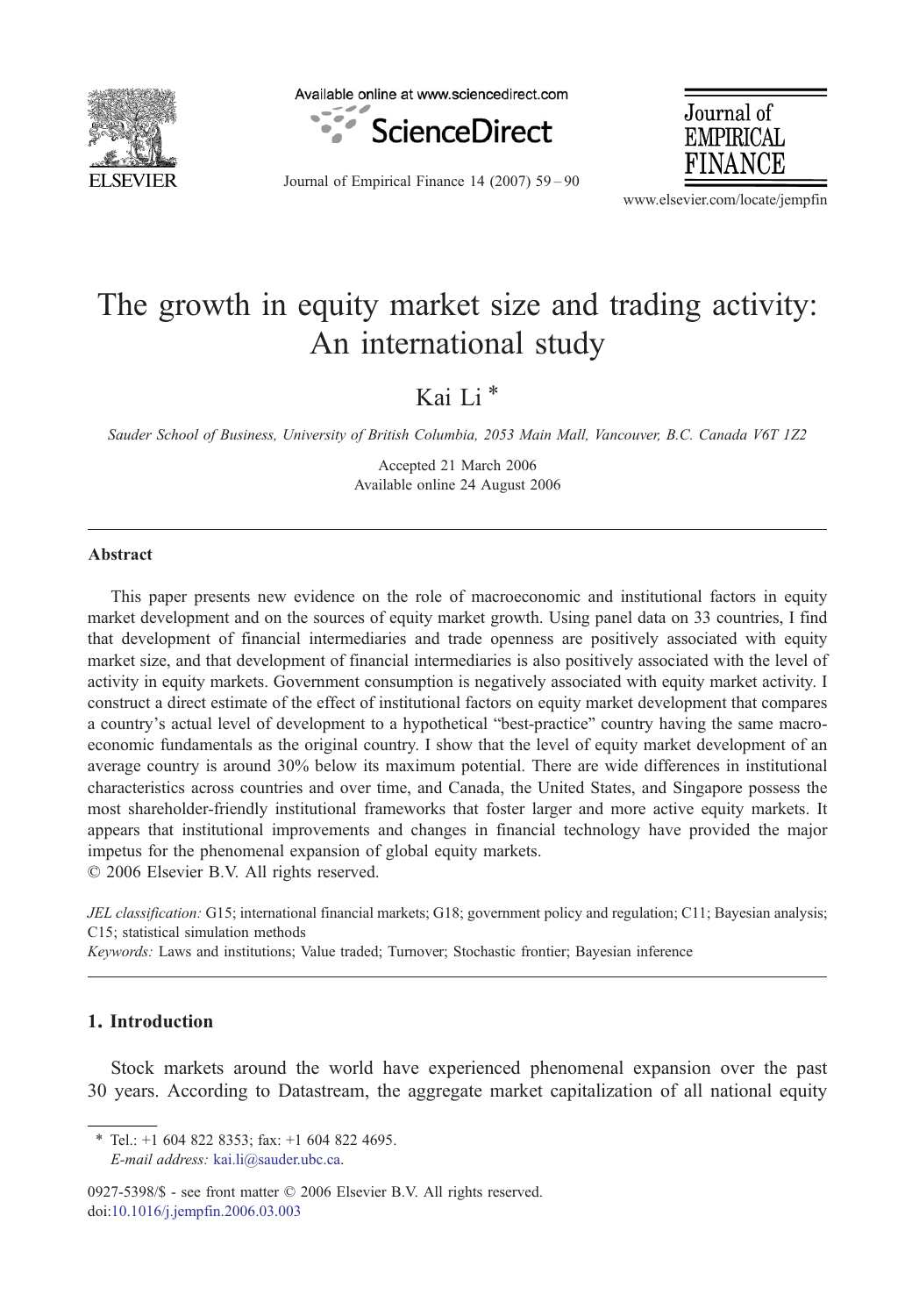# The growth in equity market size and trading activity: An international study

Kai Li [*]

*Sauder School of Business, University of British Columbia, 2053 Main Mall, Vancouver, B.C. Canada V6T 1Z2*

Accepted 21 March 2006
Available online 24 August 2006

---

## Abstract

This paper presents new evidence on the role of macroeconomic and institutional factors in equity market development and on the sources of equity market growth. Using panel data on 33 countries, I find that development of financial intermediaries and trade openness are positively associated with equity market size, and that development of financial intermediaries is also positively associated with the level of activity in equity markets. Government consumption is negatively associated with equity market activity. I construct a direct estimate of the effect of institutional factors on equity market development that compares a country's actual level of development to a hypothetical "best-practice" country having the same macroeconomic fundamentals as the original country. I show that the level of equity market development of an average country is around 30% below its maximum potential. There are wide differences in institutional characteristics across countries and over time, and Canada, the United States, and Singapore possess the most shareholder-friendly institutional frameworks that foster larger and more active equity markets. It appears that institutional improvements and changes in financial technology have provided the major impetus for the phenomenal expansion of global equity markets.

© 2006 Elsevier B.V. All rights reserved.

*JEL classification:* G15; international financial markets; G18; government policy and regulation; C11; Bayesian analysis; C15; statistical simulation methods

*Keywords:* Laws and institutions; Value traded; Turnover; Stochastic frontier; Bayesian inference

---

## 1. Introduction

Stock markets around the world have experienced phenomenal expansion over the past 30 years. According to Datastream, the aggregate market capitalization of all national equity

---

[*] Tel.: +1 604 822 8353; fax: +1 604 822 4695.
*E-mail address:* kai.li@sauder.ubc.ca.

0927-5398/$ - see front matter © 2006 Elsevier B.V. All rights reserved.
doi:10.1016/j.jempfin.2006.03.003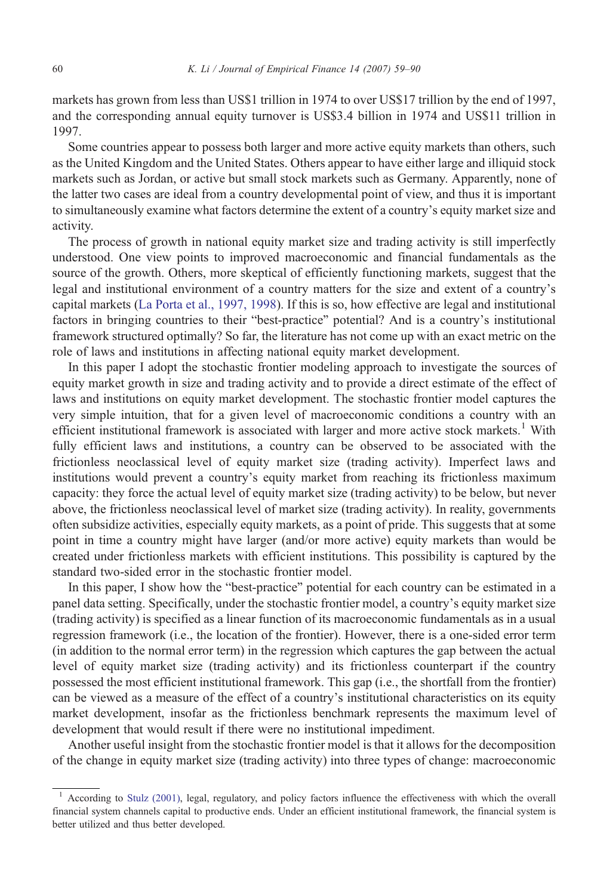markets has grown from less than US$1 trillion in 1974 to over US$17 trillion by the end of 1997, and the corresponding annual equity turnover is US$3.4 billion in 1974 and US$11 trillion in 1997.

Some countries appear to possess both larger and more active equity markets than others, such as the United Kingdom and the United States. Others appear to have either large and illiquid stock markets such as Jordan, or active but small stock markets such as Germany. Apparently, none of the latter two cases are ideal from a country developmental point of view, and thus it is important to simultaneously examine what factors determine the extent of a country's equity market size and activity.

The process of growth in national equity market size and trading activity is still imperfectly understood. One view points to improved macroeconomic and financial fundamentals as the source of the growth. Others, more skeptical of efficiently functioning markets, suggest that the legal and institutional environment of a country matters for the size and extent of a country's capital markets (La Porta et al., 1997, 1998). If this is so, how effective are legal and institutional factors in bringing countries to their "best-practice" potential? And is a country's institutional framework structured optimally? So far, the literature has not come up with an exact metric on the role of laws and institutions in affecting national equity market development.

In this paper I adopt the stochastic frontier modeling approach to investigate the sources of equity market growth in size and trading activity and to provide a direct estimate of the effect of laws and institutions on equity market development. The stochastic frontier model captures the very simple intuition, that for a given level of macroeconomic conditions a country with an efficient institutional framework is associated with larger and more active stock markets.[1] With fully efficient laws and institutions, a country can be observed to be associated with the frictionless neoclassical level of equity market size (trading activity). Imperfect laws and institutions would prevent a country's equity market from reaching its frictionless maximum capacity: they force the actual level of equity market size (trading activity) to be below, but never above, the frictionless neoclassical level of market size (trading activity). In reality, governments often subsidize activities, especially equity markets, as a point of pride. This suggests that at some point in time a country might have larger (and/or more active) equity markets than would be created under frictionless markets with efficient institutions. This possibility is captured by the standard two-sided error in the stochastic frontier model.

In this paper, I show how the "best-practice" potential for each country can be estimated in a panel data setting. Specifically, under the stochastic frontier model, a country's equity market size (trading activity) is specified as a linear function of its macroeconomic fundamentals as in a usual regression framework (i.e., the location of the frontier). However, there is a one-sided error term (in addition to the normal error term) in the regression which captures the gap between the actual level of equity market size (trading activity) and its frictionless counterpart if the country possessed the most efficient institutional framework. This gap (i.e., the shortfall from the frontier) can be viewed as a measure of the effect of a country's institutional characteristics on its equity market development, insofar as the frictionless benchmark represents the maximum level of development that would result if there were no institutional impediment.

Another useful insight from the stochastic frontier model is that it allows for the decomposition of the change in equity market size (trading activity) into three types of change: macroeconomic

[1] According to Stulz (2001), legal, regulatory, and policy factors influence the effectiveness with which the overall financial system channels capital to productive ends. Under an efficient institutional framework, the financial system is better utilized and thus better developed.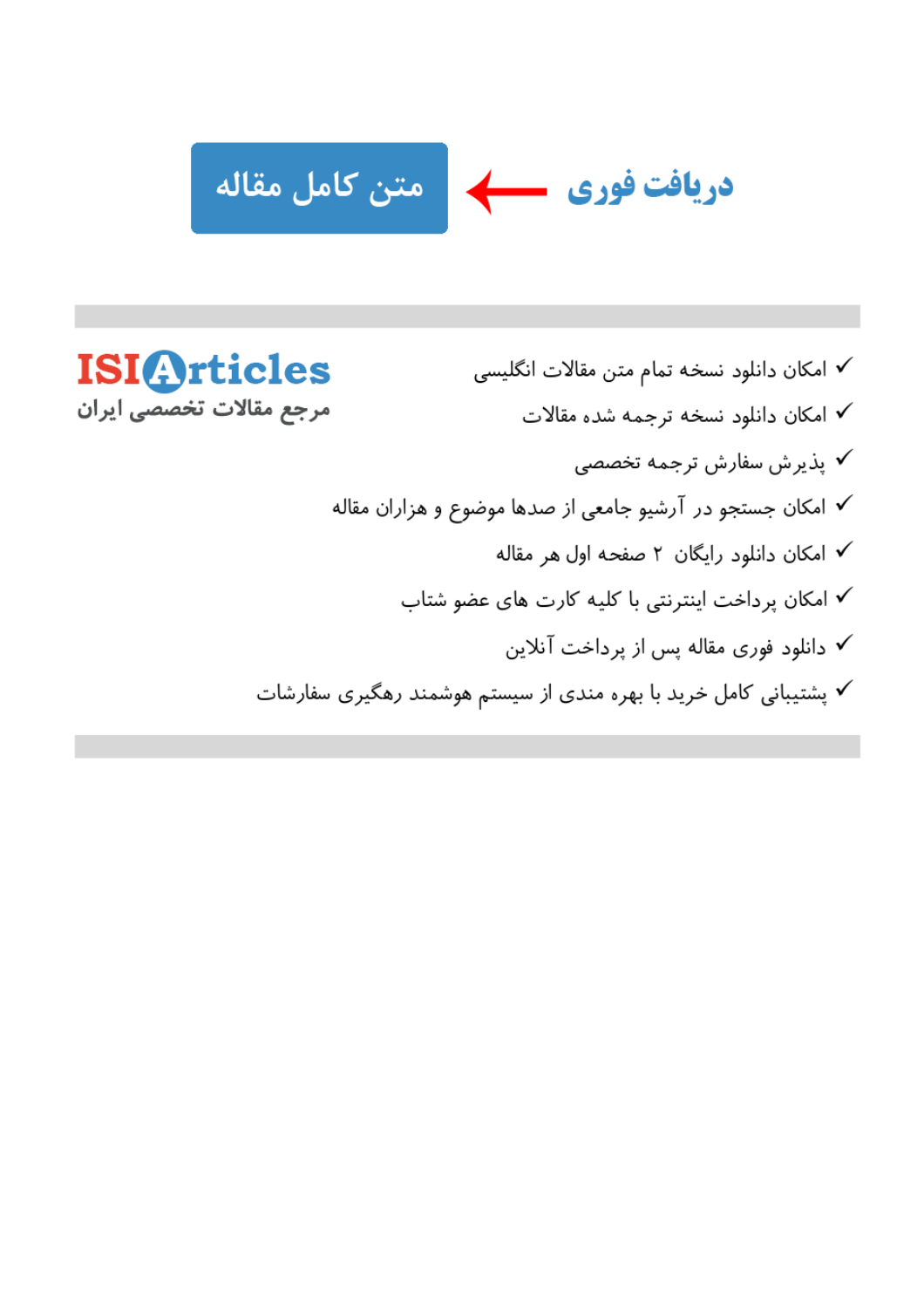دریافت فوری ← متن کامل مقاله

**ISIArticles**
مرجع مقالات تخصصی ایران

- ✓ امکان دانلود نسخه تمام متن مقالات انگلیسی
- ✓ امکان دانلود نسخه ترجمه شده مقالات
- ✓ پذیرش سفارش ترجمه تخصصی
- ✓ امکان جستجو در آرشیو جامعی از صدها موضوع و هزاران مقاله
- ✓ امکان دانلود رایگان ۲ صفحه اول هر مقاله
- ✓ امکان پرداخت اینترنتی با کلیه کارت های عضو شتاب
- ✓ دانلود فوری مقاله پس از پرداخت آنلاین
- ✓ پشتیبانی کامل خرید با بهره مندی از سیستم هوشمند رهگیری سفارشات